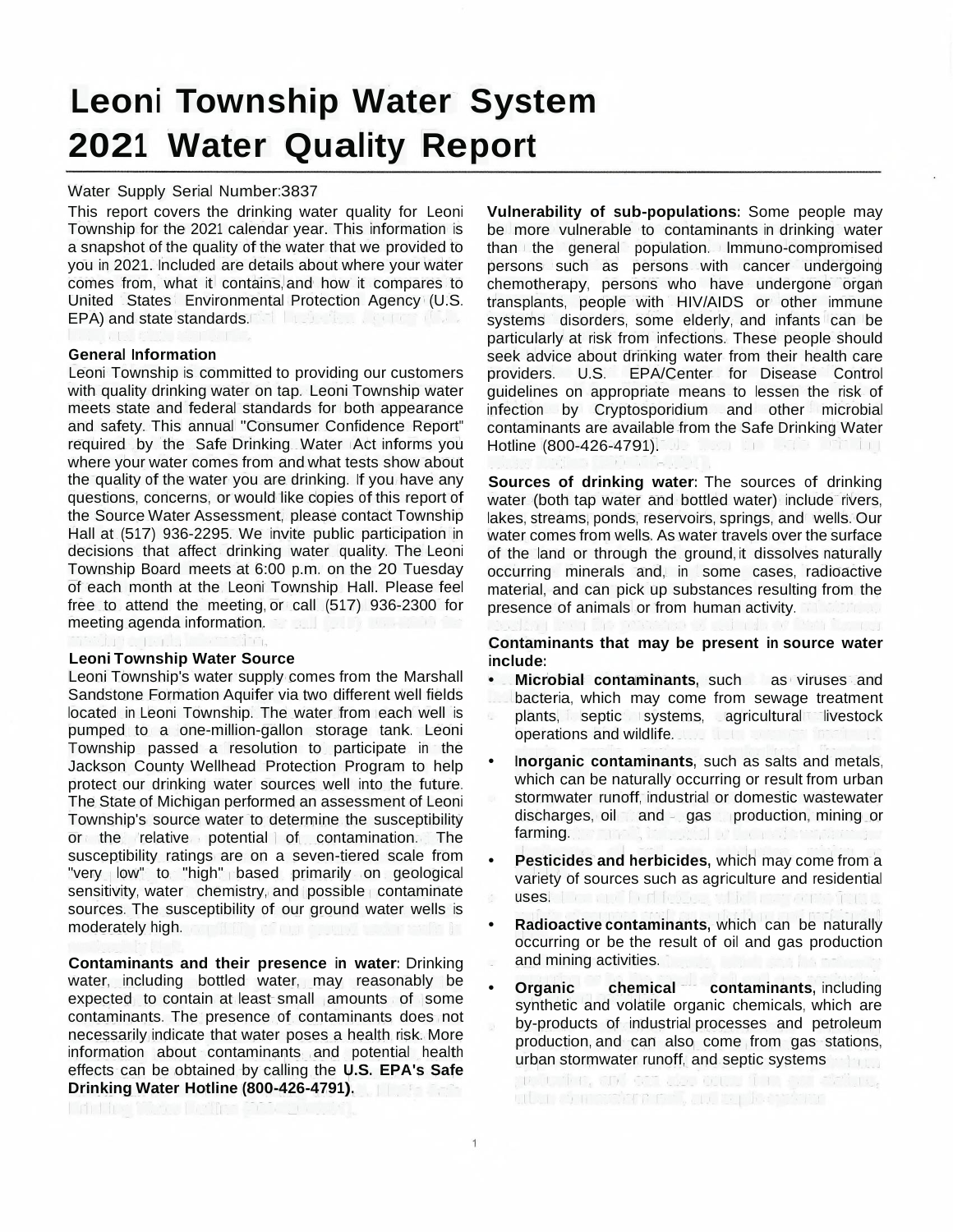# Leoni Township Water System 2021 Water Quality Report

Water Supply Serial Number:3837

This report covers the drinking water quality for Leoni Township for the 2021 calendar year. This information is a snapshot of the quality of the water that we provided to you in 2021. Included are details about where your water comes from, what it contains, and how it compares to United States Environmental Protection Agency (U.S. EPA) and state standards.

### General Information

Leoni Township is committed to providing our customers with quality drinking water on tap. Leoni Township water meets state and federal standards for both appearance and safety. This annual "Consumer Confidence Report" required by the Safe Drinking Water Act informs you where your water comes from and what tests show about the quality of the water you are drinking. If you have any questions, concerns, or would like copies of this report of the Source Water Assessment, please contact Township Hall at (517) 936-2295. We invite public participation in decisions that affect drinking water quality. The Leoni Township Board meets at 6:00 p.m. on the 20 Tuesday of each month at the Leoni Township Hall. Please feel free to attend the meeting, or call (517) 936-2300 for meeting agenda information.

### Leoni Township Water Source

Leoni Township's water supply comes from the Marshall Sandstone Formation Aquifer via two different well fields located in Leoni Township. The water from each well is pumped to a one-million-gallon storage tank. Leoni Township passed a resolution to participate in the Jackson County Wellhead Protection Program to help protect our drinking water sources well into the future. The State of Michigan performed an assessment of Leoni Township's source water to determine the susceptibility or the relative potential of contamination. The susceptibility ratings are on a seven-tiered scale from "very low" to "high" based primarily on geological sensitivity, water chemistry, and possible contaminate sources. The susceptibility of our ground water wells is moderately high.

**Contaminants and their presence in water**: Drinking water, including bottled water, may reasonably be expected to contain at least small amounts of some contaminants. The presence of contaminants does not necessarily indicate that water poses a health risk. More information about contaminants and potential health effects can be obtained by calling the **U.S. EPA's Safe Drinking Water Hotline (800-426-4791).**

**Vulnerability of sub-populations:** Some people may be more vulnerable to contaminants in drinking water than the general population. Immuno-compromised persons such as persons with cancer undergoing chemotherapy, persons who have undergone organ transplants, people with HIV/AIDS or other immune systems disorders, some elderly, and infants can be particularly at risk from infections. These people should seek advice about drinking water from their health care providers. U.S. EPA/Center for Disease Control guidelines on appropriate means to lessen the risk of infection by Cryptosporidium and other microbial contaminants are available from the Safe Drinking Water Hotline (800-426-4791).

**Sources of drinking water**: The sources of drinking water (both tap water and bottled water) include rivers, lakes, streams, ponds, reservoirs, springs, and wells. Our water comes from wells. As water travels over the surface of the land or through the ground, it dissolves naturally occurring minerals and, in some cases, radioactive material, and can pick up substances resulting from the presence of animals or from human activity.

**Contaminants that may be present in source water include:**

- **Microbial contaminants**, such as viruses and bacteria, which may come from sewage treatment plants, septic systems, agricultural livestock operations and wildlife.
- **Inorganic contaminants**, such as salts and metals, which can be naturally occurring or result from urban stormwater runoff, industrial or domestic wastewater discharges, oil and gas production, mining or farming.
- **Pesticides and herbicides,** which may come from a variety of sources such as agriculture and residential uses.
- **Radioactive contaminants,** which can be naturally occurring or be the result of oil and gas production and mining activities.
- **Organic chemical contaminants**, including synthetic and volatile organic chemicals, which are by-products of industrial processes and petroleum production, and can also come from gas stations, urban stormwater runoff, and septic systems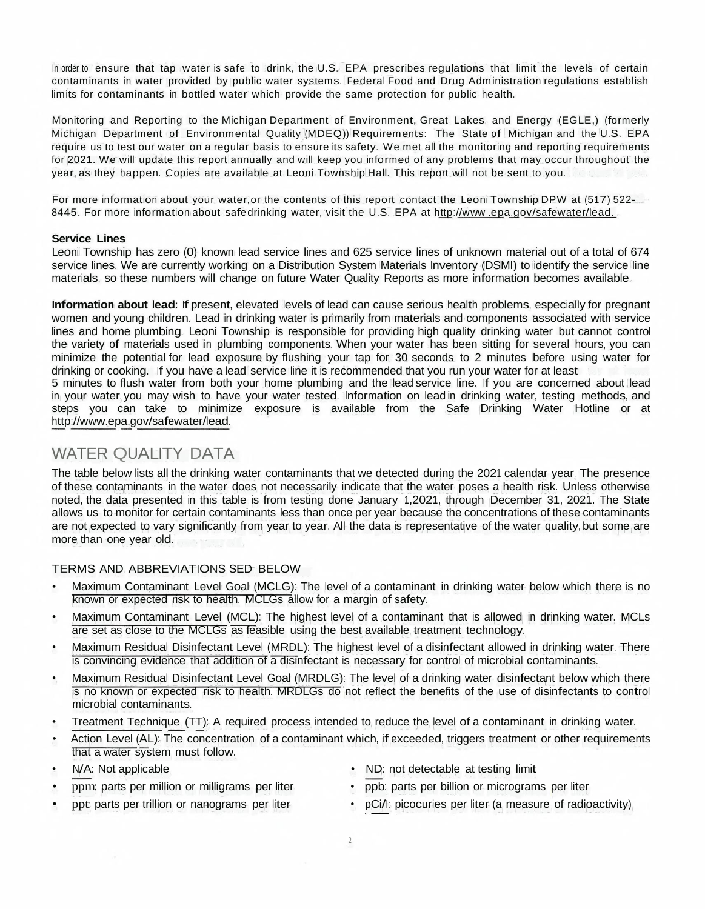In order to ensure that tap water is safe to drink, the U.S. EPA prescribes regulations that limit the levels of certain contaminants in water provided by public water systems. Federal Food and Drug Administration regulations establish limits for contaminants in bottled water which provide the same protection for public health.

Monitoring and Reporting to the Michigan Department of Environment, Great Lakes, and Energy (EGLE,) (formerly Michigan Department of Environmental Quality (MDEQ)) Requirements: The State of Michigan and the U.S. EPA require us to test our water on a regular basis to ensure its safety. We met all the monitoring and reporting requirements for 2021. We will update this report annually and will keep you informed of any problems that may occur throughout the year, as they happen. Copies are available at Leoni Township Hall. This report will not be sent to you.

For more information about your water, or the contents of this report, contact the Leoni Township DPW at (517) 522-8445. For more information about safe drinking water, visit the U.S. EPA at http://www.epa.gov/safewater/lead.

**Service Lines**
Leoni Township has zero (0) known lead service lines and 625 service lines of unknown material out of a total of 674 service lines. We are currently working on a Distribution System Materials Inventory (DSMI) to identify the service line materials, so these numbers will change on future Water Quality Reports as more information becomes available.

**Information about lead:** If present, elevated levels of lead can cause serious health problems, especially for pregnant women and young children. Lead in drinking water is primarily from materials and components associated with service lines and home plumbing. Leoni Township is responsible for providing high quality drinking water but cannot control the variety of materials used in plumbing components. When your water has been sitting for several hours, you can minimize the potential for lead exposure by flushing your tap for 30 seconds to 2 minutes before using water for drinking or cooking. If you have a lead service line it is recommended that you run your water for at least 5 minutes to flush water from both your home plumbing and the lead service line. If you are concerned about lead in your water, you may wish to have your water tested. Information on lead in drinking water, testing methods, and steps you can take to minimize exposure is available from the Safe Drinking Water Hotline or at http://www.epa.gov/safewater/lead.

## WATER QUALITY DATA

The table below lists all the drinking water contaminants that we detected during the 2021 calendar year. The presence of these contaminants in the water does not necessarily indicate that the water poses a health risk. Unless otherwise noted, the data presented in this table is from testing done January 1,2021, through December 31, 2021. The State allows us to monitor for certain contaminants less than once per year because the concentrations of these contaminants are not expected to vary significantly from year to year. All the data is representative of the water quality, but some are more than one year old.

### TERMS AND ABBREVIATIONS SED BELOW

- Maximum Contaminant Level Goal (MCLG): The level of a contaminant in drinking water below which there is no known or expected risk to health. MCLGs allow for a margin of safety.
- Maximum Contaminant Level (MCL): The highest level of a contaminant that is allowed in drinking water. MCLs are set as close to the MCLGs as feasible using the best available treatment technology.
- Maximum Residual Disinfectant Level (MRDL): The highest level of a disinfectant allowed in drinking water. There is convincing evidence that addition of a disinfectant is necessary for control of microbial contaminants.
- Maximum Residual Disinfectant Level Goal (MRDLG): The level of a drinking water disinfectant below which there is no known or expected risk to health. MRDLGs do not reflect the benefits of the use of disinfectants to control microbial contaminants.
- Treatment Technique (TT): A required process intended to reduce the level of a contaminant in drinking water.
- Action Level (AL): The concentration of a contaminant which, if exceeded, triggers treatment or other requirements that a water system must follow.
- N/A: Not applicable
- ND: not detectable at testing limit
- ppm: parts per million or milligrams per liter
- ppb: parts per billion or micrograms per liter
- ppt: parts per trillion or nanograms per liter
- pCi/l: picocuries per liter (a measure of radioactivity)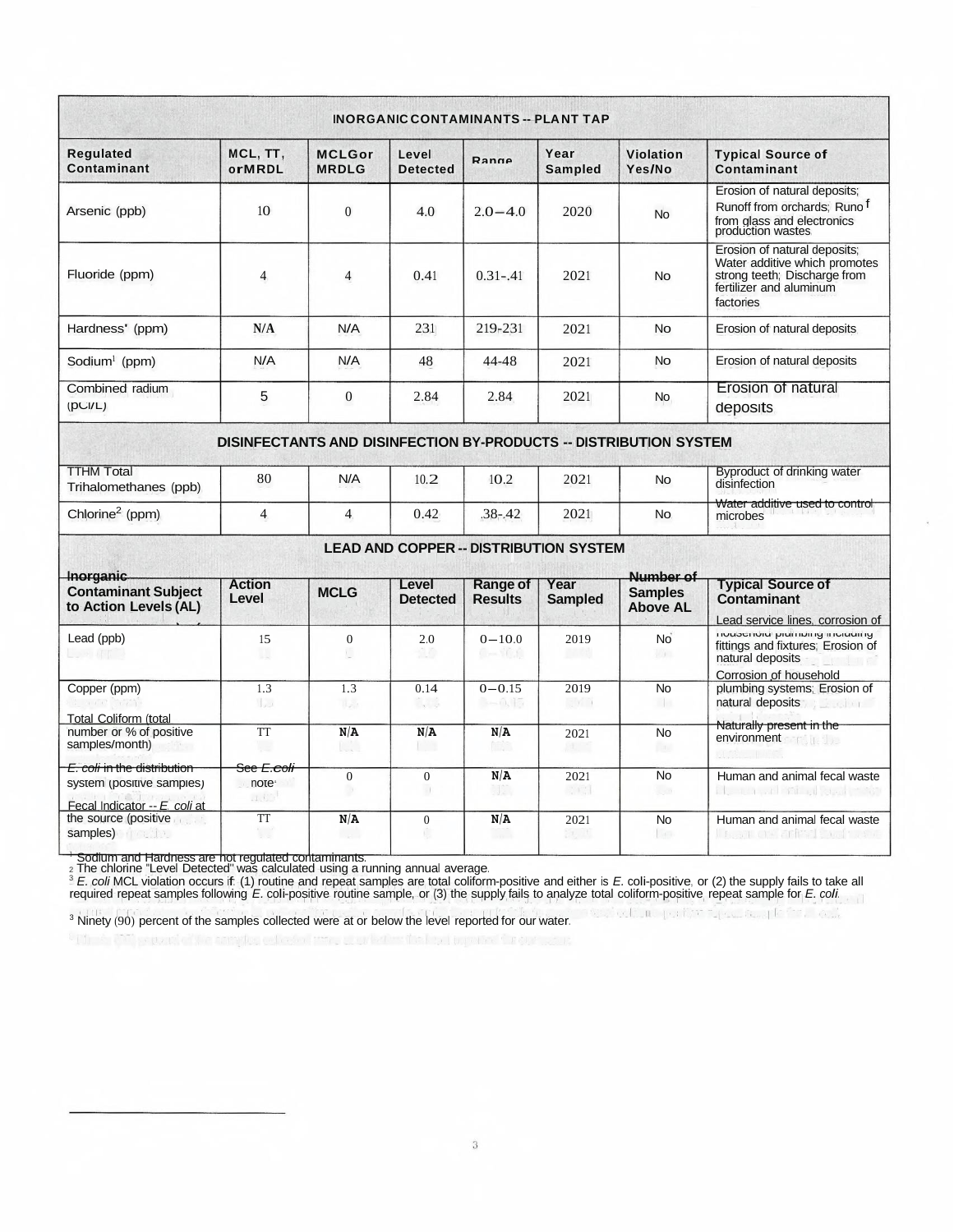| INORGANIC CONTAMINANTS -- PLANT TAP | | | | | | | |
|---|---|---|---|---|---|---|---|
| **Regulated Contaminant** | **MCL, TT, or MRDL** | **MCLG or MRDLG** | **Level Detected** | **Range** | **Year Sampled** | **Violation Yes/No** | **Typical Source of Contaminant** |
| Arsenic (ppb) | 10 | 0 | 4.0 | 2.0–4.0 | 2020 | No | Erosion of natural deposits; Runoff from orchards; Runoff from glass and electronics production wastes |
| Fluoride (ppm) | 4 | 4 | 0.41 | 0.31-.41 | 2021 | No | Erosion of natural deposits; Water additive which promotes strong teeth; Discharge from fertilizer and aluminum factories |
| Hardness[1] (ppm) | N/A | N/A | 231 | 219-231 | 2021 | No | Erosion of natural deposits |
| Sodium[1] (ppm) | N/A | N/A | 48 | 44-48 | 2021 | No | Erosion of natural deposits |
| Combined radium (pCi/L) | 5 | 0 | 2.84 | 2.84 | 2021 | No | Erosion of natural deposits |
| **DISINFECTANTS AND DISINFECTION BY-PRODUCTS -- DISTRIBUTION SYSTEM** | | | | | | | |
| TTHM Total Trihalomethanes (ppb) | 80 | N/A | 10.2 | 10.2 | 2021 | No | Byproduct of drinking water disinfection |
| Chlorine[2] (ppm) | 4 | 4 | 0.42 | .38-.42 | 2021 | No | Water additive used to control microbes |
| **LEAD AND COPPER -- DISTRIBUTION SYSTEM** | | | | | | | |
| **Inorganic Contaminant Subject to Action Levels (AL)** | **Action Level** | **MCLG** | **Level Detected** | **Range of Results** | **Year Sampled** | **Number of Samples Above AL** | **Typical Source of Contaminant** |
| Lead (ppb) | 15 | 0 | 2.0 | 0–10.0 | 2019 | No | Lead service lines, corrosion of household plumbing including fittings and fixtures; Erosion of natural deposits |
| Copper (ppm) | 1.3 | 1.3 | 0.14 | 0–0.15 | 2019 | No | Corrosion of household plumbing systems; Erosion of natural deposits |
| Total Coliform (total number or % of positive samples/month) | TT | N/A | N/A | N/A | 2021 | No | Naturally present in the environment |
| *E. coli* in the distribution system (positive samples) | See *E.coli* note[3] | 0 | 0 | N/A | 2021 | No | Human and animal fecal waste |
| Fecal Indicator -- *E. coli* at the source (positive samples) | TT | N/A | 0 | N/A | 2021 | No | Human and animal fecal waste |

[1] Sodium and Hardness are not regulated contaminants.

[2] The chlorine "Level Detected" was calculated using a running annual average.

[3] *E. coli* MCL violation occurs if: (1) routine and repeat samples are total coliform-positive and either is *E. coli*-positive, or (2) the supply fails to take all required repeat samples following *E. coli*-positive routine sample, or (3) the supply fails to analyze total coliform-positive repeat sample for *E. coli*.

[3] Ninety (90) percent of the samples collected were at or below the level reported for our water.